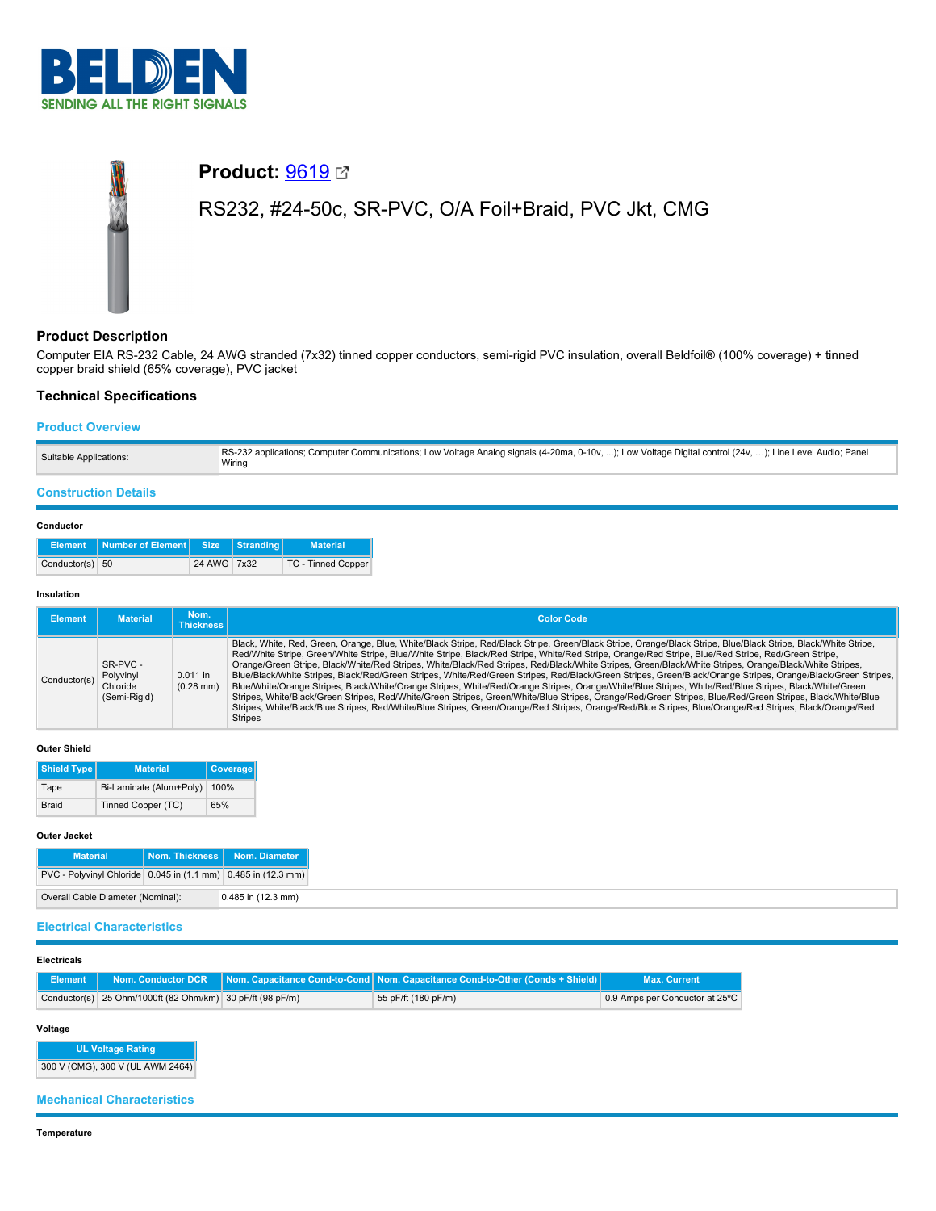**Product:** 9619

RS232, #24-50c, SR-PVC, O/A Foil+Braid, PVC Jkt, CMG

## Product Description

Computer EIA RS-232 Cable, 24 AWG stranded (7x32) tinned copper conductors, semi-rigid PVC insulation, overall Beldfoil® (100% coverage) + tinned copper braid shield (65% coverage), PVC jacket

## Technical Specifications

### Product Overview

| | |
|---|---|
| Suitable Applications: | RS-232 applications; Computer Communications; Low Voltage Analog signals (4-20ma, 0-10v, ...); Low Voltage Digital control (24v, …); Line Level Audio; Panel Wiring |

### Construction Details

#### Conductor

| Element | Number of Element | Size | Stranding | Material |
|---|---|---|---|---|
| Conductor(s) | 50 | 24 AWG | 7x32 | TC - Tinned Copper |

#### Insulation

| Element | Material | Nom. Thickness | Color Code |
|---|---|---|---|
| Conductor(s) | SR-PVC - Polyvinyl Chloride (Semi-Rigid) | 0.011 in (0.28 mm) | Black, White, Red, Green, Orange, Blue, White/Black Stripe, Red/Black Stripe, Green/Black Stripe, Orange/Black Stripe, Blue/Black Stripe, Black/White Stripe, Red/White Stripe, Green/White Stripe, Blue/White Stripe, Black/Red Stripe, White/Red Stripe, Orange/Red Stripe, Blue/Red Stripe, Red/Green Stripe, Orange/Green Stripe, Black/White/Red Stripes, White/Black/Red Stripes, Red/Black/White Stripes, Green/Black/White Stripes, Orange/Black/White Stripes, Blue/Black/White Stripes, Black/Red/Green Stripes, White/Red/Green Stripes, Red/Black/Green Stripes, Green/Black/Orange Stripes, Orange/Black/Green Stripes, Blue/White/Orange Stripes, Black/White/Orange Stripes, White/Red/Orange Stripes, Orange/White/Blue Stripes, White/Red/Blue Stripes, Black/White/Green Stripes, White/Black/Green Stripes, Red/White/Green Stripes, Green/White/Blue Stripes, Orange/Red/Green Stripes, Blue/Red/Green Stripes, Black/White/Blue Stripes, White/Black/Blue Stripes, Red/White/Blue Stripes, Green/Orange/Red Stripes, Orange/Red/Blue Stripes, Blue/Orange/Red Stripes, Black/Orange/Red Stripes |

#### Outer Shield

| Shield Type | Material | Coverage |
|---|---|---|
| Tape | Bi-Laminate (Alum+Poly) | 100% |
| Braid | Tinned Copper (TC) | 65% |

#### Outer Jacket

| Material | Nom. Thickness | Nom. Diameter |
|---|---|---|
| PVC - Polyvinyl Chloride | 0.045 in (1.1 mm) | 0.485 in (12.3 mm) |

| | |
|---|---|
| Overall Cable Diameter (Nominal): | 0.485 in (12.3 mm) |

### Electrical Characteristics

#### Electricals

| Element | Nom. Conductor DCR | Nom. Capacitance Cond-to-Cond | Nom. Capacitance Cond-to-Other (Conds + Shield) | Max. Current |
|---|---|---|---|---|
| Conductor(s) | 25 Ohm/1000ft (82 Ohm/km) | 30 pF/ft (98 pF/m) | 55 pF/ft (180 pF/m) | 0.9 Amps per Conductor at 25ºC |

#### Voltage

| UL Voltage Rating |
|---|
| 300 V (CMG), 300 V (UL AWM 2464) |

### Mechanical Characteristics

#### Temperature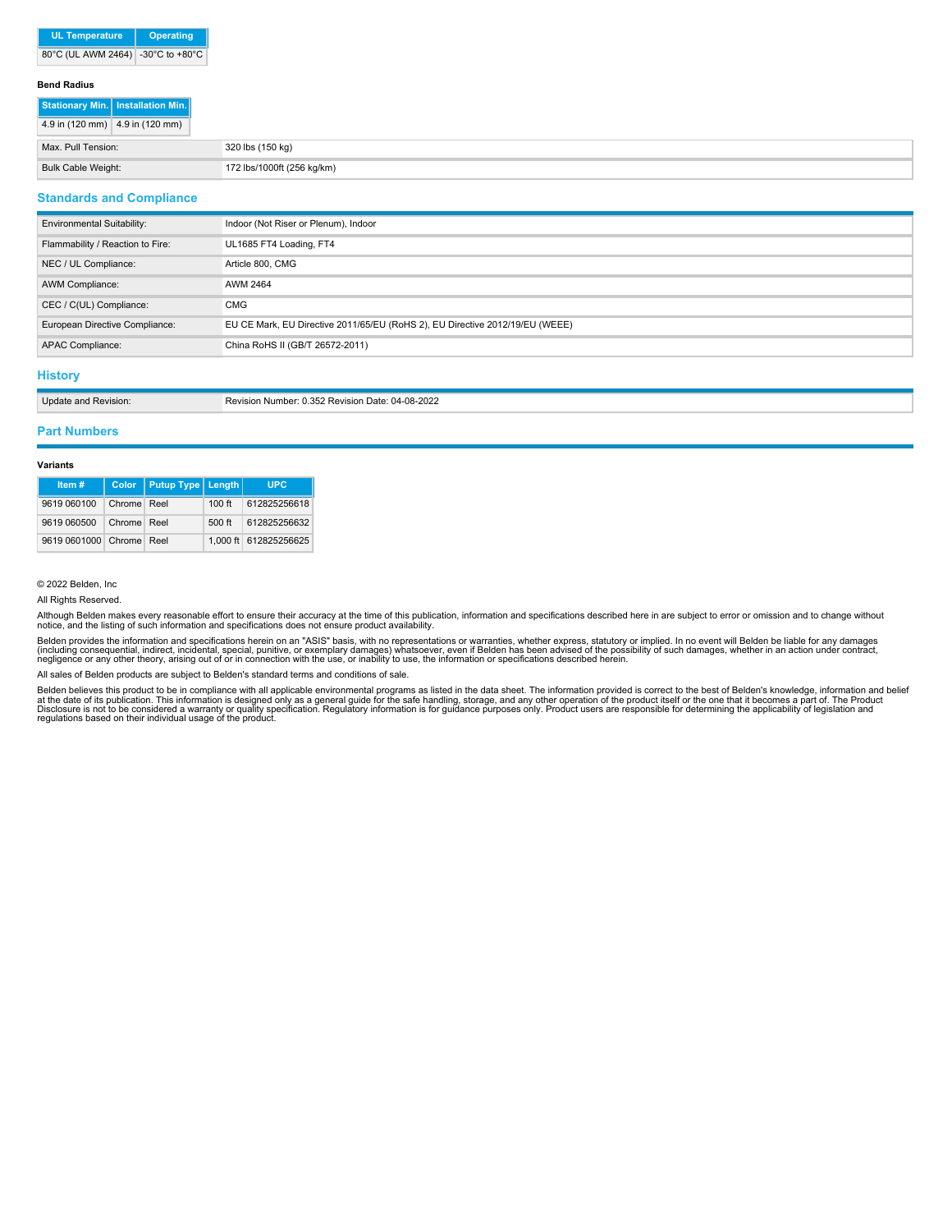| UL Temperature | Operating |
|---|---|
| 80°C (UL AWM 2464) | -30°C to +80°C |

**Bend Radius**

| Stationary Min. | Installation Min. |
|---|---|
| 4.9 in (120 mm) | 4.9 in (120 mm) |

| | |
|---|---|
| Max. Pull Tension: | 320 lbs (150 kg) |
| Bulk Cable Weight: | 172 lbs/1000ft (256 kg/km) |

## Standards and Compliance

| | |
|---|---|
| Environmental Suitability: | Indoor (Not Riser or Plenum), Indoor |
| Flammability / Reaction to Fire: | UL1685 FT4 Loading, FT4 |
| NEC / UL Compliance: | Article 800, CMG |
| AWM Compliance: | AWM 2464 |
| CEC / C(UL) Compliance: | CMG |
| European Directive Compliance: | EU CE Mark, EU Directive 2011/65/EU (RoHS 2), EU Directive 2012/19/EU (WEEE) |
| APAC Compliance: | China RoHS II (GB/T 26572-2011) |

## History

| | |
|---|---|
| Update and Revision: | Revision Number: 0.352 Revision Date: 04-08-2022 |

## Part Numbers

**Variants**

| Item # | Color | Putup Type | Length | UPC |
|---|---|---|---|---|
| 9619 060100 | Chrome | Reel | 100 ft | 612825256618 |
| 9619 060500 | Chrome | Reel | 500 ft | 612825256632 |
| 9619 0601000 | Chrome | Reel | 1,000 ft | 612825256625 |

© 2022 Belden, Inc

All Rights Reserved.

Although Belden makes every reasonable effort to ensure their accuracy at the time of this publication, information and specifications described here in are subject to error or omission and to change without notice, and the listing of such information and specifications does not ensure product availability.

Belden provides the information and specifications herein on an "ASIS" basis, with no representations or warranties, whether express, statutory or implied. In no event will Belden be liable for any damages (including consequential, indirect, incidental, special, punitive, or exemplary damages) whatsoever, even if Belden has been advised of the possibility of such damages, whether in an action under contract, negligence or any other theory, arising out of or in connection with the use, or inability to use, the information or specifications described herein.

All sales of Belden products are subject to Belden's standard terms and conditions of sale.

Belden believes this product to be in compliance with all applicable environmental programs as listed in the data sheet. The information provided is correct to the best of Belden's knowledge, information and belief at the date of its publication. This information is designed only as a general guide for the safe handling, storage, and any other operation of the product itself or the one that it becomes a part of. The Product Disclosure is not to be considered a warranty or quality specification. Regulatory information is for guidance purposes only. Product users are responsible for determining the applicability of legislation and regulations based on their individual usage of the product.